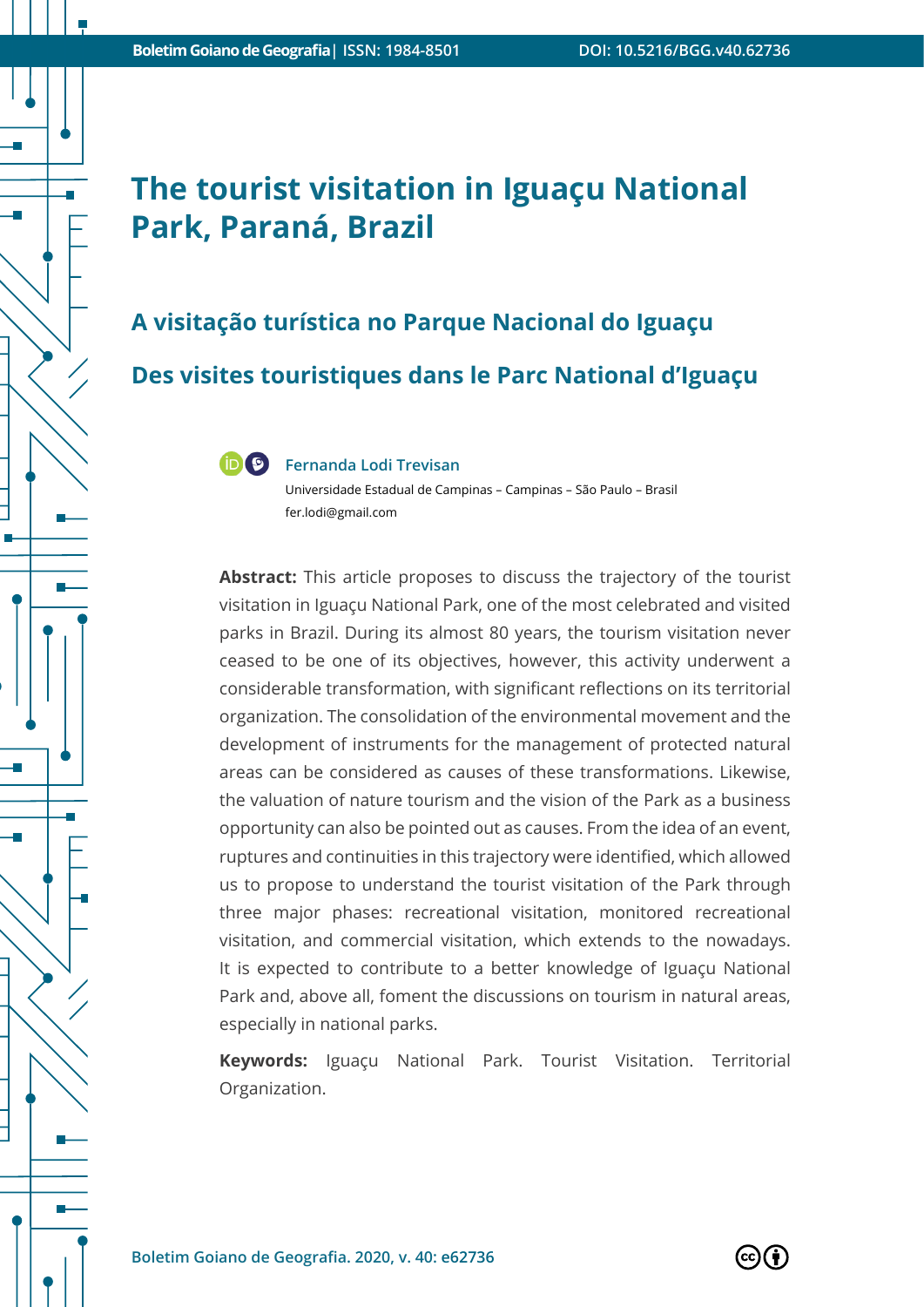# The tourist visitation in Iguaçu National Park, Paraná, Brazil

## A visitação turística no Parque Nacional do Iguaçu

## Des visites touristiques dans le Parc National d'Iguaçu

**Fernanda Lodi Trevisan**
Universidade Estadual de Campinas – Campinas – São Paulo – Brasil
fer.lodi@gmail.com

**Abstract:** This article proposes to discuss the trajectory of the tourist visitation in Iguaçu National Park, one of the most celebrated and visited parks in Brazil. During its almost 80 years, the tourism visitation never ceased to be one of its objectives, however, this activity underwent a considerable transformation, with significant reflections on its territorial organization. The consolidation of the environmental movement and the development of instruments for the management of protected natural areas can be considered as causes of these transformations. Likewise, the valuation of nature tourism and the vision of the Park as a business opportunity can also be pointed out as causes. From the idea of an event, ruptures and continuities in this trajectory were identified, which allowed us to propose to understand the tourist visitation of the Park through three major phases: recreational visitation, monitored recreational visitation, and commercial visitation, which extends to the nowadays. It is expected to contribute to a better knowledge of Iguaçu National Park and, above all, foment the discussions on tourism in natural areas, especially in national parks.

**Keywords:** Iguaçu National Park. Tourist Visitation. Territorial Organization.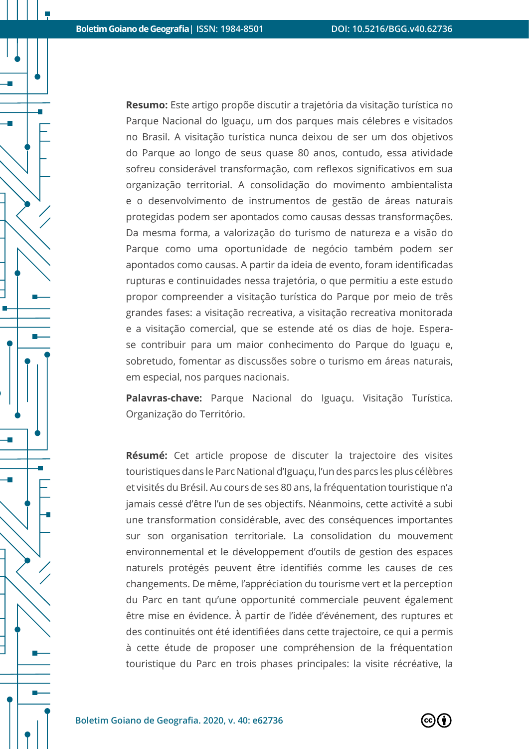**Resumo:** Este artigo propõe discutir a trajetória da visitação turística no Parque Nacional do Iguaçu, um dos parques mais célebres e visitados no Brasil. A visitação turística nunca deixou de ser um dos objetivos do Parque ao longo de seus quase 80 anos, contudo, essa atividade sofreu considerável transformação, com reflexos significativos em sua organização territorial. A consolidação do movimento ambientalista e o desenvolvimento de instrumentos de gestão de áreas naturais protegidas podem ser apontados como causas dessas transformações. Da mesma forma, a valorização do turismo de natureza e a visão do Parque como uma oportunidade de negócio também podem ser apontados como causas. A partir da ideia de evento, foram identificadas rupturas e continuidades nessa trajetória, o que permitiu a este estudo propor compreender a visitação turística do Parque por meio de três grandes fases: a visitação recreativa, a visitação recreativa monitorada e a visitação comercial, que se estende até os dias de hoje. Espera-se contribuir para um maior conhecimento do Parque do Iguaçu e, sobretudo, fomentar as discussões sobre o turismo em áreas naturais, em especial, nos parques nacionais.

**Palavras-chave:** Parque Nacional do Iguaçu. Visitação Turística. Organização do Território.

**Résumé:** Cet article propose de discuter la trajectoire des visites touristiques dans le Parc National d'Iguaçu, l'un des parcs les plus célèbres et visités du Brésil. Au cours de ses 80 ans, la fréquentation touristique n'a jamais cessé d'être l'un de ses objectifs. Néanmoins, cette activité a subi une transformation considérable, avec des conséquences importantes sur son organisation territoriale. La consolidation du mouvement environnemental et le développement d'outils de gestion des espaces naturels protégés peuvent être identifiés comme les causes de ces changements. De même, l'appréciation du tourisme vert et la perception du Parc en tant qu'une opportunité commerciale peuvent également être mise en évidence. À partir de l'idée d'événement, des ruptures et des continuités ont été identifiées dans cette trajectoire, ce qui a permis à cette étude de proposer une compréhension de la fréquentation touristique du Parc en trois phases principales: la visite récréative, la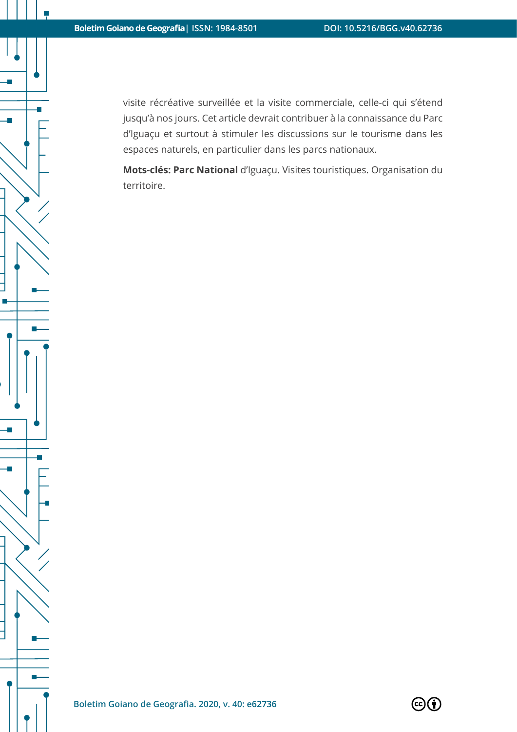visite récréative surveillée et la visite commerciale, celle-ci qui s'étend jusqu'à nos jours. Cet article devrait contribuer à la connaissance du Parc d'Iguaçu et surtout à stimuler les discussions sur le tourisme dans les espaces naturels, en particulier dans les parcs nationaux.

**Mots-clés: Parc National** d'Iguaçu. Visites touristiques. Organisation du territoire.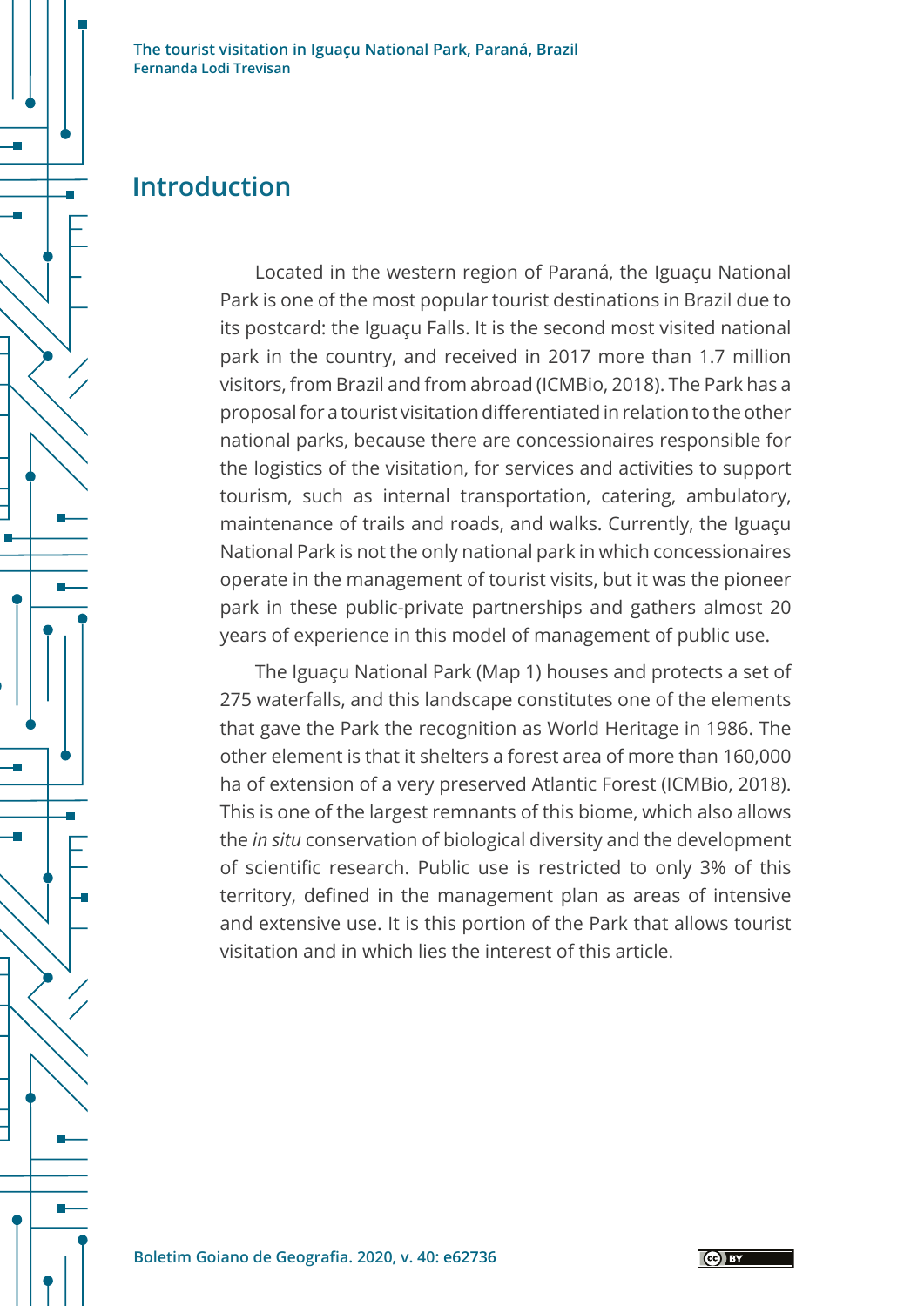## Introduction

Located in the western region of Paraná, the Iguaçu National Park is one of the most popular tourist destinations in Brazil due to its postcard: the Iguaçu Falls. It is the second most visited national park in the country, and received in 2017 more than 1.7 million visitors, from Brazil and from abroad (ICMBio, 2018). The Park has a proposal for a tourist visitation differentiated in relation to the other national parks, because there are concessionaires responsible for the logistics of the visitation, for services and activities to support tourism, such as internal transportation, catering, ambulatory, maintenance of trails and roads, and walks. Currently, the Iguaçu National Park is not the only national park in which concessionaires operate in the management of tourist visits, but it was the pioneer park in these public-private partnerships and gathers almost 20 years of experience in this model of management of public use.

The Iguaçu National Park (Map 1) houses and protects a set of 275 waterfalls, and this landscape constitutes one of the elements that gave the Park the recognition as World Heritage in 1986. The other element is that it shelters a forest area of more than 160,000 ha of extension of a very preserved Atlantic Forest (ICMBio, 2018). This is one of the largest remnants of this biome, which also allows the *in situ* conservation of biological diversity and the development of scientific research. Public use is restricted to only 3% of this territory, defined in the management plan as areas of intensive and extensive use. It is this portion of the Park that allows tourist visitation and in which lies the interest of this article.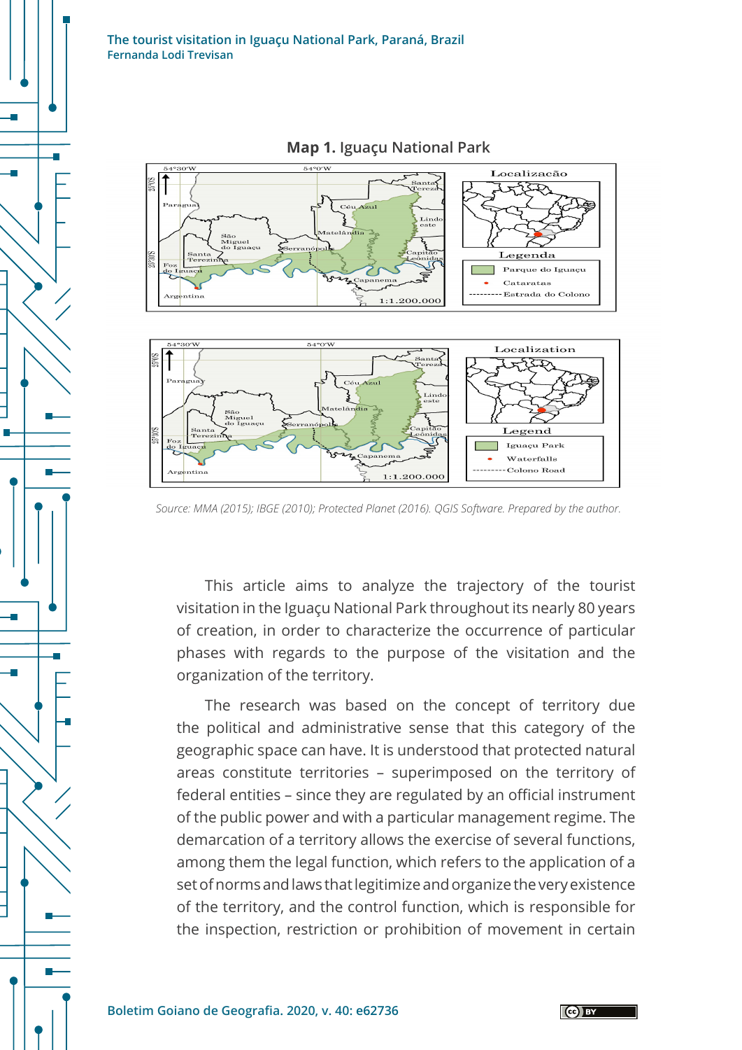**Map 1.** Iguaçu National Park

Source: MMA (2015); IBGE (2010); Protected Planet (2016). QGIS Software. Prepared by the author.

This article aims to analyze the trajectory of the tourist visitation in the Iguaçu National Park throughout its nearly 80 years of creation, in order to characterize the occurrence of particular phases with regards to the purpose of the visitation and the organization of the territory.

The research was based on the concept of territory due the political and administrative sense that this category of the geographic space can have. It is understood that protected natural areas constitute territories – superimposed on the territory of federal entities – since they are regulated by an official instrument of the public power and with a particular management regime. The demarcation of a territory allows the exercise of several functions, among them the legal function, which refers to the application of a set of norms and laws that legitimize and organize the very existence of the territory, and the control function, which is responsible for the inspection, restriction or prohibition of movement in certain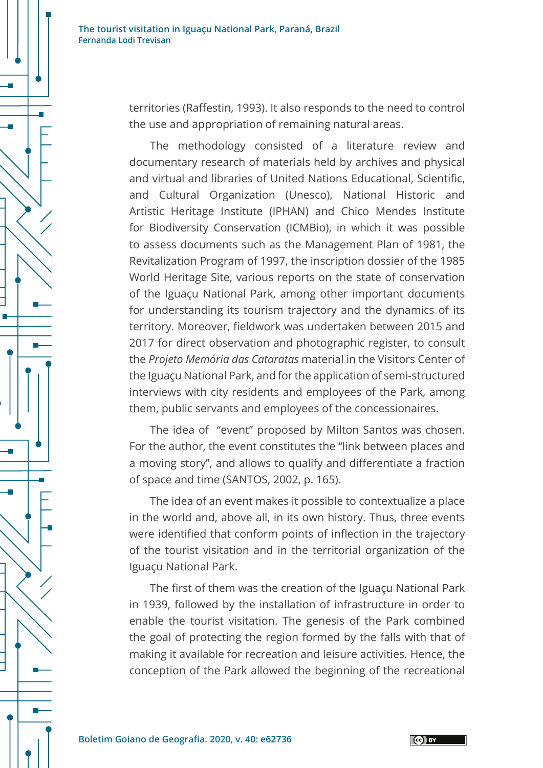territories (Raffestin, 1993). It also responds to the need to control the use and appropriation of remaining natural areas.

The methodology consisted of a literature review and documentary research of materials held by archives and physical and virtual and libraries of United Nations Educational, Scientific, and Cultural Organization (Unesco), National Historic and Artistic Heritage Institute (IPHAN) and Chico Mendes Institute for Biodiversity Conservation (ICMBio), in which it was possible to assess documents such as the Management Plan of 1981, the Revitalization Program of 1997, the inscription dossier of the 1985 World Heritage Site, various reports on the state of conservation of the Iguaçu National Park, among other important documents for understanding its tourism trajectory and the dynamics of its territory. Moreover, fieldwork was undertaken between 2015 and 2017 for direct observation and photographic register, to consult the *Projeto Memória das Cataratas* material in the Visitors Center of the Iguaçu National Park, and for the application of semi-structured interviews with city residents and employees of the Park, among them, public servants and employees of the concessionaires.

The idea of "event" proposed by Milton Santos was chosen. For the author, the event constitutes the "link between places and a moving story", and allows to qualify and differentiate a fraction of space and time (SANTOS, 2002, p. 165).

The idea of an event makes it possible to contextualize a place in the world and, above all, in its own history. Thus, three events were identified that conform points of inflection in the trajectory of the tourist visitation and in the territorial organization of the Iguaçu National Park.

The first of them was the creation of the Iguaçu National Park in 1939, followed by the installation of infrastructure in order to enable the tourist visitation. The genesis of the Park combined the goal of protecting the region formed by the falls with that of making it available for recreation and leisure activities. Hence, the conception of the Park allowed the beginning of the recreational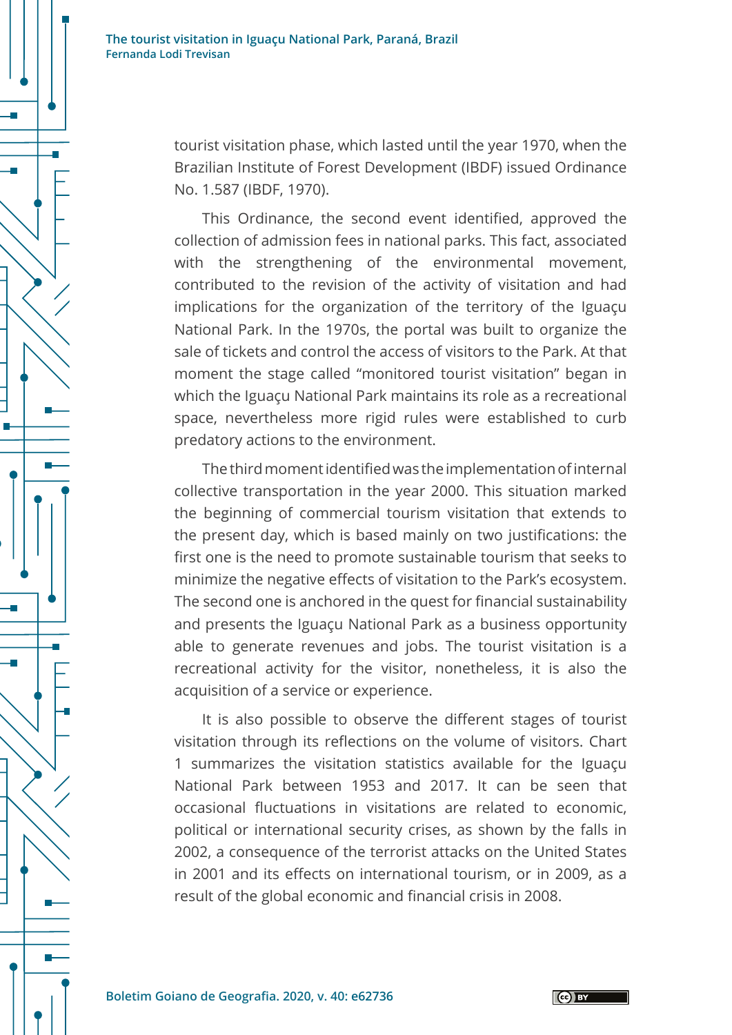tourist visitation phase, which lasted until the year 1970, when the Brazilian Institute of Forest Development (IBDF) issued Ordinance No. 1.587 (IBDF, 1970).

This Ordinance, the second event identified, approved the collection of admission fees in national parks. This fact, associated with the strengthening of the environmental movement, contributed to the revision of the activity of visitation and had implications for the organization of the territory of the Iguaçu National Park. In the 1970s, the portal was built to organize the sale of tickets and control the access of visitors to the Park. At that moment the stage called "monitored tourist visitation" began in which the Iguaçu National Park maintains its role as a recreational space, nevertheless more rigid rules were established to curb predatory actions to the environment.

The third moment identified was the implementation of internal collective transportation in the year 2000. This situation marked the beginning of commercial tourism visitation that extends to the present day, which is based mainly on two justifications: the first one is the need to promote sustainable tourism that seeks to minimize the negative effects of visitation to the Park's ecosystem. The second one is anchored in the quest for financial sustainability and presents the Iguaçu National Park as a business opportunity able to generate revenues and jobs. The tourist visitation is a recreational activity for the visitor, nonetheless, it is also the acquisition of a service or experience.

It is also possible to observe the different stages of tourist visitation through its reflections on the volume of visitors. Chart 1 summarizes the visitation statistics available for the Iguaçu National Park between 1953 and 2017. It can be seen that occasional fluctuations in visitations are related to economic, political or international security crises, as shown by the falls in 2002, a consequence of the terrorist attacks on the United States in 2001 and its effects on international tourism, or in 2009, as a result of the global economic and financial crisis in 2008.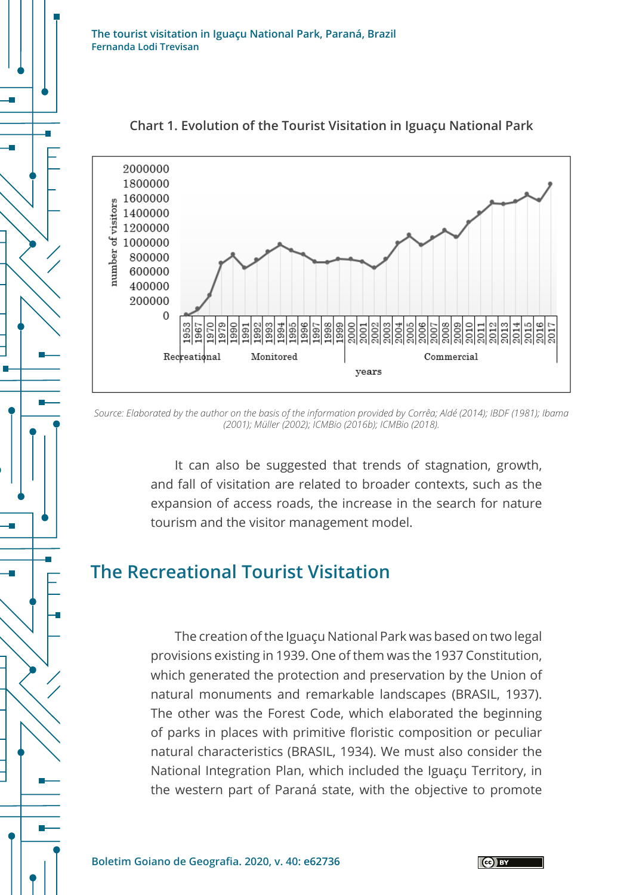Chart 1. Evolution of the Tourist Visitation in Iguaçu National Park

*Source: Elaborated by the author on the basis of the information provided by Corrêa; Aldé (2014); IBDF (1981); Ibama (2001); Müller (2002); ICMBio (2016b); ICMBio (2018).*

It can also be suggested that trends of stagnation, growth, and fall of visitation are related to broader contexts, such as the expansion of access roads, the increase in the search for nature tourism and the visitor management model.

## The Recreational Tourist Visitation

The creation of the Iguaçu National Park was based on two legal provisions existing in 1939. One of them was the 1937 Constitution, which generated the protection and preservation by the Union of natural monuments and remarkable landscapes (BRASIL, 1937). The other was the Forest Code, which elaborated the beginning of parks in places with primitive floristic composition or peculiar natural characteristics (BRASIL, 1934). We must also consider the National Integration Plan, which included the Iguaçu Territory, in the western part of Paraná state, with the objective to promote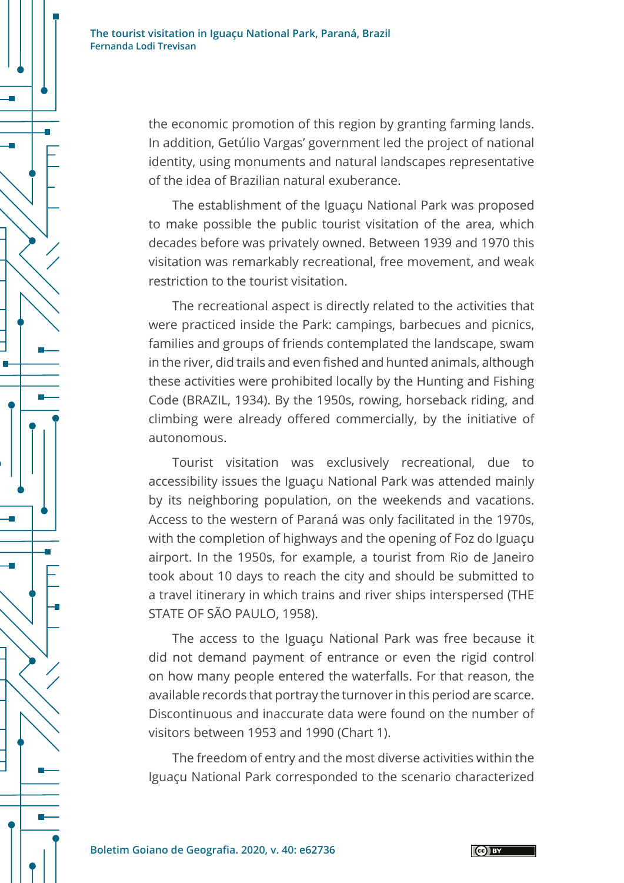the economic promotion of this region by granting farming lands. In addition, Getúlio Vargas' government led the project of national identity, using monuments and natural landscapes representative of the idea of Brazilian natural exuberance.

The establishment of the Iguaçu National Park was proposed to make possible the public tourist visitation of the area, which decades before was privately owned. Between 1939 and 1970 this visitation was remarkably recreational, free movement, and weak restriction to the tourist visitation.

The recreational aspect is directly related to the activities that were practiced inside the Park: campings, barbecues and picnics, families and groups of friends contemplated the landscape, swam in the river, did trails and even fished and hunted animals, although these activities were prohibited locally by the Hunting and Fishing Code (BRAZIL, 1934). By the 1950s, rowing, horseback riding, and climbing were already offered commercially, by the initiative of autonomous.

Tourist visitation was exclusively recreational, due to accessibility issues the Iguaçu National Park was attended mainly by its neighboring population, on the weekends and vacations. Access to the western of Paraná was only facilitated in the 1970s, with the completion of highways and the opening of Foz do Iguaçu airport. In the 1950s, for example, a tourist from Rio de Janeiro took about 10 days to reach the city and should be submitted to a travel itinerary in which trains and river ships interspersed (THE STATE OF SÃO PAULO, 1958).

The access to the Iguaçu National Park was free because it did not demand payment of entrance or even the rigid control on how many people entered the waterfalls. For that reason, the available records that portray the turnover in this period are scarce. Discontinuous and inaccurate data were found on the number of visitors between 1953 and 1990 (Chart 1).

The freedom of entry and the most diverse activities within the Iguaçu National Park corresponded to the scenario characterized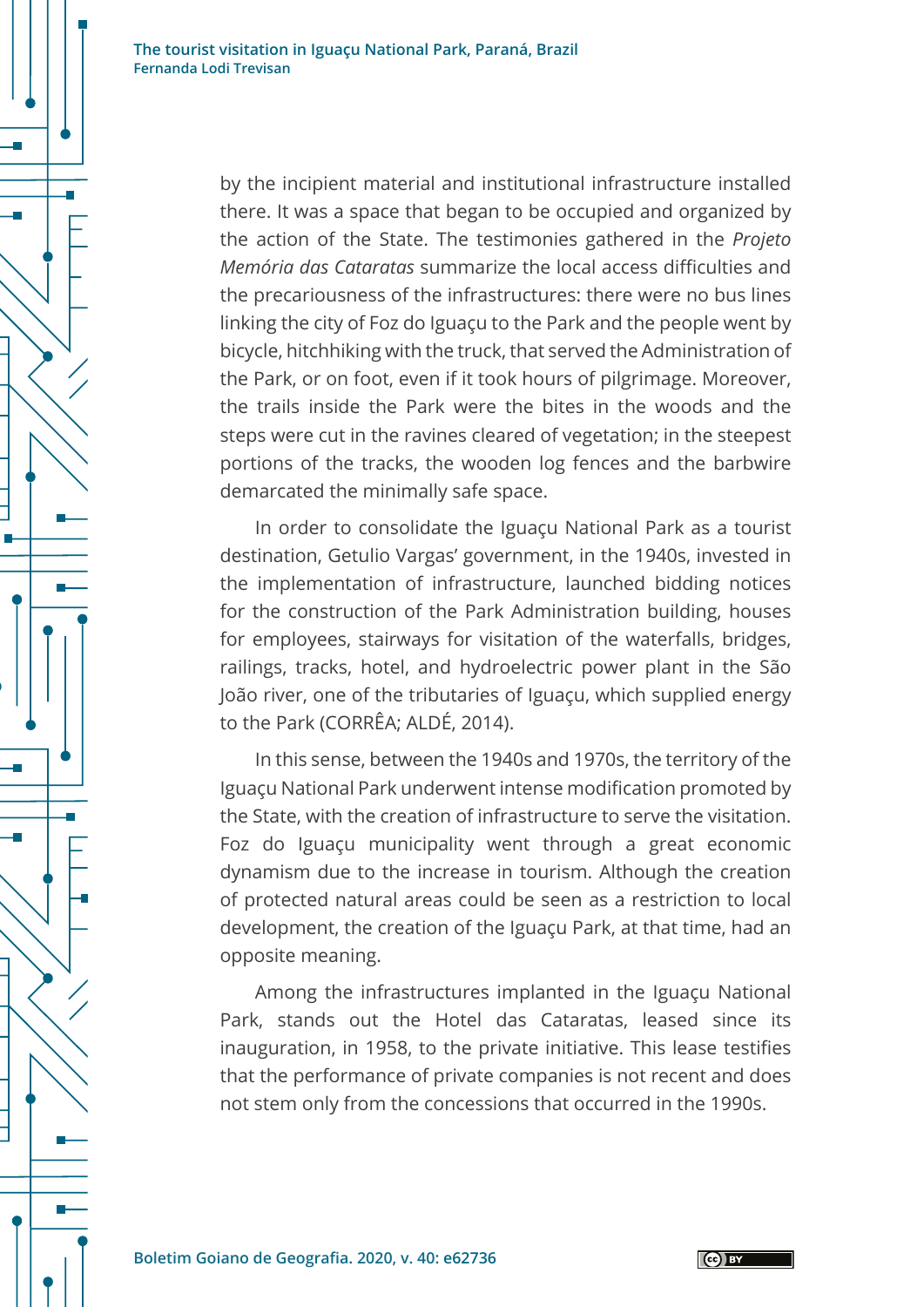by the incipient material and institutional infrastructure installed there. It was a space that began to be occupied and organized by the action of the State. The testimonies gathered in the *Projeto Memória das Cataratas* summarize the local access difficulties and the precariousness of the infrastructures: there were no bus lines linking the city of Foz do Iguaçu to the Park and the people went by bicycle, hitchhiking with the truck, that served the Administration of the Park, or on foot, even if it took hours of pilgrimage. Moreover, the trails inside the Park were the bites in the woods and the steps were cut in the ravines cleared of vegetation; in the steepest portions of the tracks, the wooden log fences and the barbwire demarcated the minimally safe space.

In order to consolidate the Iguaçu National Park as a tourist destination, Getulio Vargas' government, in the 1940s, invested in the implementation of infrastructure, launched bidding notices for the construction of the Park Administration building, houses for employees, stairways for visitation of the waterfalls, bridges, railings, tracks, hotel, and hydroelectric power plant in the São João river, one of the tributaries of Iguaçu, which supplied energy to the Park (CORRÊA; ALDÉ, 2014).

In this sense, between the 1940s and 1970s, the territory of the Iguaçu National Park underwent intense modification promoted by the State, with the creation of infrastructure to serve the visitation. Foz do Iguaçu municipality went through a great economic dynamism due to the increase in tourism. Although the creation of protected natural areas could be seen as a restriction to local development, the creation of the Iguaçu Park, at that time, had an opposite meaning.

Among the infrastructures implanted in the Iguaçu National Park, stands out the Hotel das Cataratas, leased since its inauguration, in 1958, to the private initiative. This lease testifies that the performance of private companies is not recent and does not stem only from the concessions that occurred in the 1990s.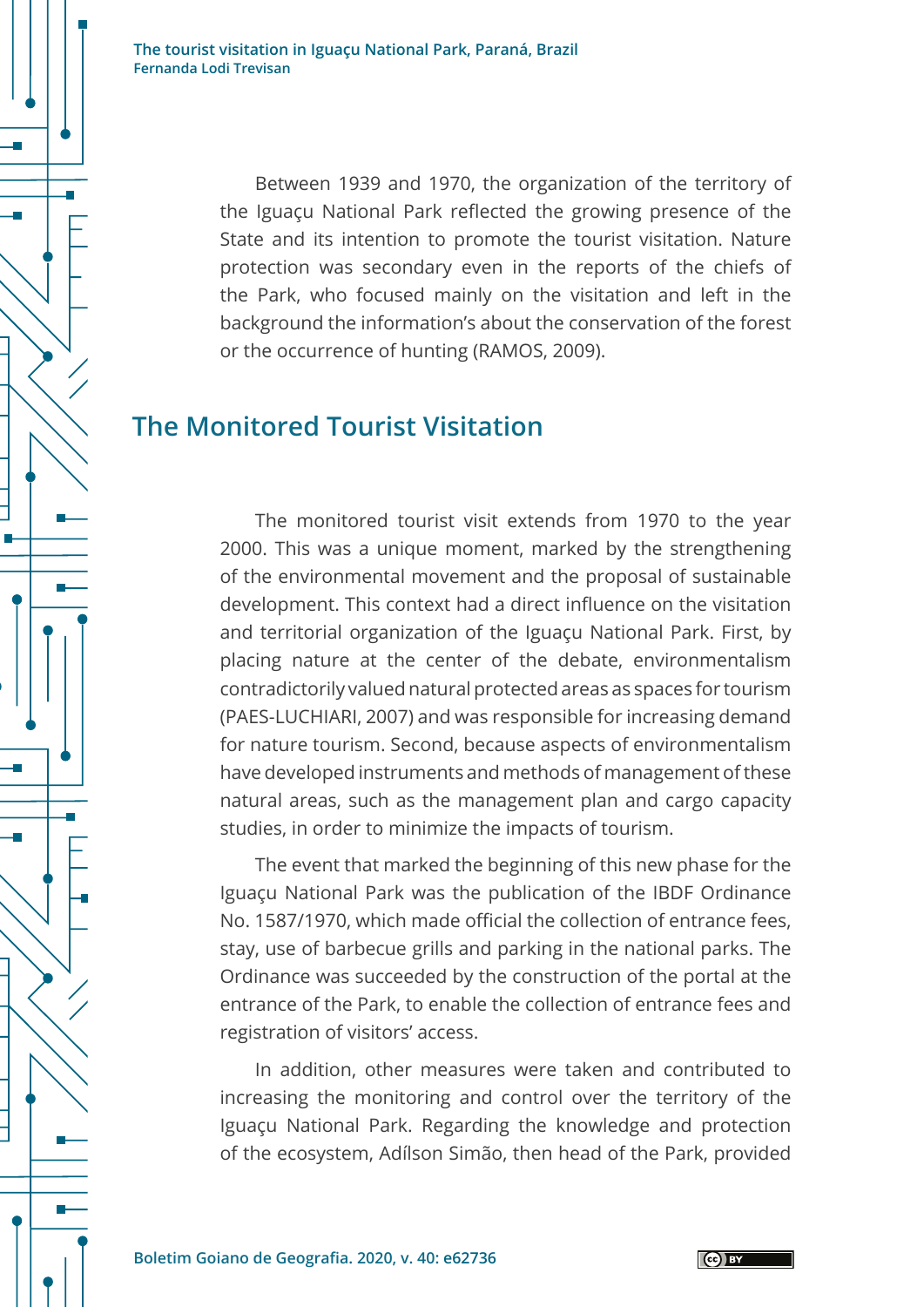Between 1939 and 1970, the organization of the territory of the Iguaçu National Park reflected the growing presence of the State and its intention to promote the tourist visitation. Nature protection was secondary even in the reports of the chiefs of the Park, who focused mainly on the visitation and left in the background the information's about the conservation of the forest or the occurrence of hunting (RAMOS, 2009).

## The Monitored Tourist Visitation

The monitored tourist visit extends from 1970 to the year 2000. This was a unique moment, marked by the strengthening of the environmental movement and the proposal of sustainable development. This context had a direct influence on the visitation and territorial organization of the Iguaçu National Park. First, by placing nature at the center of the debate, environmentalism contradictorily valued natural protected areas as spaces for tourism (PAES-LUCHIARI, 2007) and was responsible for increasing demand for nature tourism. Second, because aspects of environmentalism have developed instruments and methods of management of these natural areas, such as the management plan and cargo capacity studies, in order to minimize the impacts of tourism.

The event that marked the beginning of this new phase for the Iguaçu National Park was the publication of the IBDF Ordinance No. 1587/1970, which made official the collection of entrance fees, stay, use of barbecue grills and parking in the national parks. The Ordinance was succeeded by the construction of the portal at the entrance of the Park, to enable the collection of entrance fees and registration of visitors' access.

In addition, other measures were taken and contributed to increasing the monitoring and control over the territory of the Iguaçu National Park. Regarding the knowledge and protection of the ecosystem, Adílson Simão, then head of the Park, provided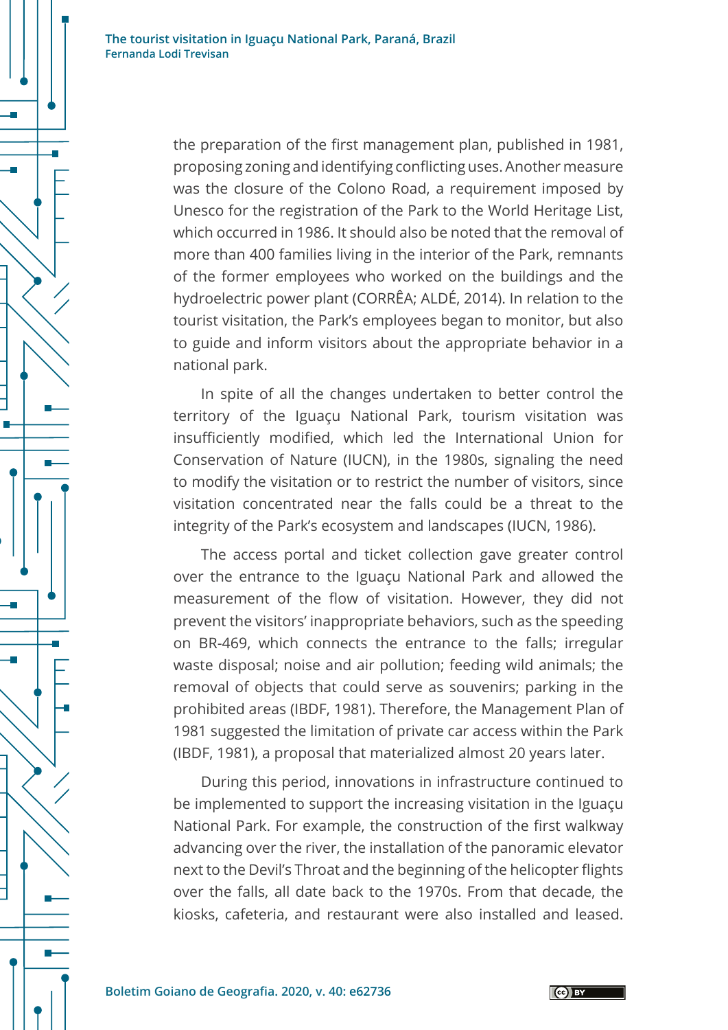the preparation of the first management plan, published in 1981, proposing zoning and identifying conflicting uses. Another measure was the closure of the Colono Road, a requirement imposed by Unesco for the registration of the Park to the World Heritage List, which occurred in 1986. It should also be noted that the removal of more than 400 families living in the interior of the Park, remnants of the former employees who worked on the buildings and the hydroelectric power plant (CORRÊA; ALDÉ, 2014). In relation to the tourist visitation, the Park's employees began to monitor, but also to guide and inform visitors about the appropriate behavior in a national park.

In spite of all the changes undertaken to better control the territory of the Iguaçu National Park, tourism visitation was insufficiently modified, which led the International Union for Conservation of Nature (IUCN), in the 1980s, signaling the need to modify the visitation or to restrict the number of visitors, since visitation concentrated near the falls could be a threat to the integrity of the Park's ecosystem and landscapes (IUCN, 1986).

The access portal and ticket collection gave greater control over the entrance to the Iguaçu National Park and allowed the measurement of the flow of visitation. However, they did not prevent the visitors' inappropriate behaviors, such as the speeding on BR-469, which connects the entrance to the falls; irregular waste disposal; noise and air pollution; feeding wild animals; the removal of objects that could serve as souvenirs; parking in the prohibited areas (IBDF, 1981). Therefore, the Management Plan of 1981 suggested the limitation of private car access within the Park (IBDF, 1981), a proposal that materialized almost 20 years later.

During this period, innovations in infrastructure continued to be implemented to support the increasing visitation in the Iguaçu National Park. For example, the construction of the first walkway advancing over the river, the installation of the panoramic elevator next to the Devil's Throat and the beginning of the helicopter flights over the falls, all date back to the 1970s. From that decade, the kiosks, cafeteria, and restaurant were also installed and leased.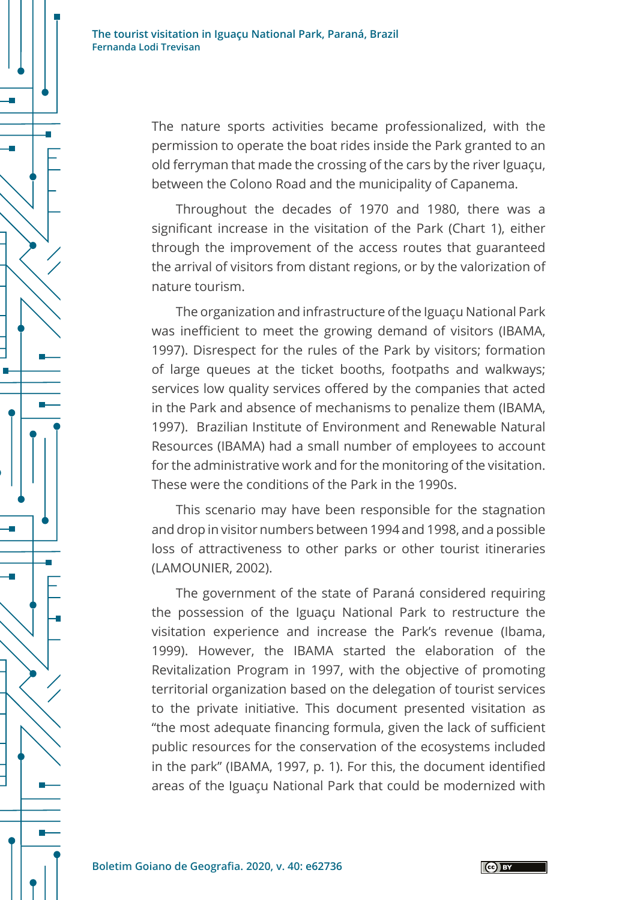The nature sports activities became professionalized, with the permission to operate the boat rides inside the Park granted to an old ferryman that made the crossing of the cars by the river Iguaçu, between the Colono Road and the municipality of Capanema.

Throughout the decades of 1970 and 1980, there was a significant increase in the visitation of the Park (Chart 1), either through the improvement of the access routes that guaranteed the arrival of visitors from distant regions, or by the valorization of nature tourism.

The organization and infrastructure of the Iguaçu National Park was inefficient to meet the growing demand of visitors (IBAMA, 1997). Disrespect for the rules of the Park by visitors; formation of large queues at the ticket booths, footpaths and walkways; services low quality services offered by the companies that acted in the Park and absence of mechanisms to penalize them (IBAMA, 1997). Brazilian Institute of Environment and Renewable Natural Resources (IBAMA) had a small number of employees to account for the administrative work and for the monitoring of the visitation. These were the conditions of the Park in the 1990s.

This scenario may have been responsible for the stagnation and drop in visitor numbers between 1994 and 1998, and a possible loss of attractiveness to other parks or other tourist itineraries (LAMOUNIER, 2002).

The government of the state of Paraná considered requiring the possession of the Iguaçu National Park to restructure the visitation experience and increase the Park's revenue (Ibama, 1999). However, the IBAMA started the elaboration of the Revitalization Program in 1997, with the objective of promoting territorial organization based on the delegation of tourist services to the private initiative. This document presented visitation as "the most adequate financing formula, given the lack of sufficient public resources for the conservation of the ecosystems included in the park" (IBAMA, 1997, p. 1). For this, the document identified areas of the Iguaçu National Park that could be modernized with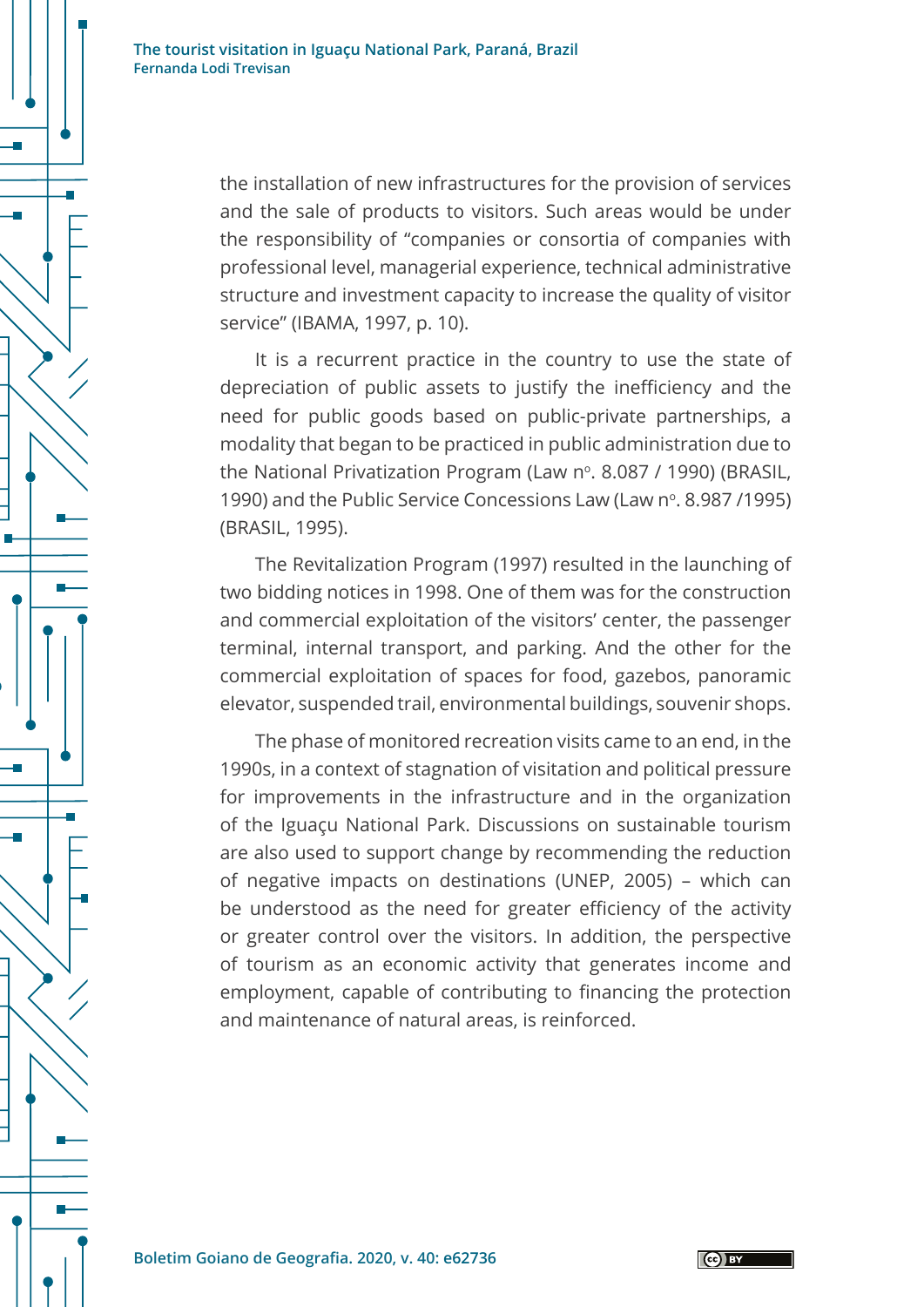the installation of new infrastructures for the provision of services and the sale of products to visitors. Such areas would be under the responsibility of "companies or consortia of companies with professional level, managerial experience, technical administrative structure and investment capacity to increase the quality of visitor service" (IBAMA, 1997, p. 10).

It is a recurrent practice in the country to use the state of depreciation of public assets to justify the inefficiency and the need for public goods based on public-private partnerships, a modality that began to be practiced in public administration due to the National Privatization Program (Law nº. 8.087 / 1990) (BRASIL, 1990) and the Public Service Concessions Law (Law nº. 8.987 /1995) (BRASIL, 1995).

The Revitalization Program (1997) resulted in the launching of two bidding notices in 1998. One of them was for the construction and commercial exploitation of the visitors' center, the passenger terminal, internal transport, and parking. And the other for the commercial exploitation of spaces for food, gazebos, panoramic elevator, suspended trail, environmental buildings, souvenir shops.

The phase of monitored recreation visits came to an end, in the 1990s, in a context of stagnation of visitation and political pressure for improvements in the infrastructure and in the organization of the Iguaçu National Park. Discussions on sustainable tourism are also used to support change by recommending the reduction of negative impacts on destinations (UNEP, 2005) – which can be understood as the need for greater efficiency of the activity or greater control over the visitors. In addition, the perspective of tourism as an economic activity that generates income and employment, capable of contributing to financing the protection and maintenance of natural areas, is reinforced.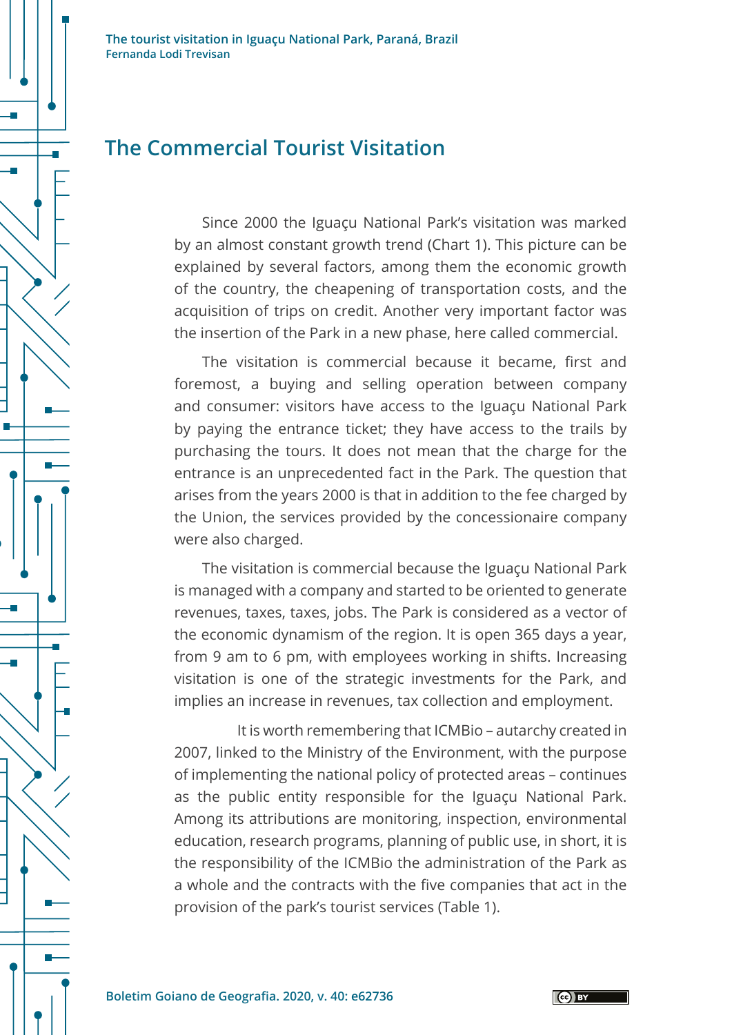## The Commercial Tourist Visitation

Since 2000 the Iguaçu National Park's visitation was marked by an almost constant growth trend (Chart 1). This picture can be explained by several factors, among them the economic growth of the country, the cheapening of transportation costs, and the acquisition of trips on credit. Another very important factor was the insertion of the Park in a new phase, here called commercial.

The visitation is commercial because it became, first and foremost, a buying and selling operation between company and consumer: visitors have access to the Iguaçu National Park by paying the entrance ticket; they have access to the trails by purchasing the tours. It does not mean that the charge for the entrance is an unprecedented fact in the Park. The question that arises from the years 2000 is that in addition to the fee charged by the Union, the services provided by the concessionaire company were also charged.

The visitation is commercial because the Iguaçu National Park is managed with a company and started to be oriented to generate revenues, taxes, taxes, jobs. The Park is considered as a vector of the economic dynamism of the region. It is open 365 days a year, from 9 am to 6 pm, with employees working in shifts. Increasing visitation is one of the strategic investments for the Park, and implies an increase in revenues, tax collection and employment.

It is worth remembering that ICMBio – autarchy created in 2007, linked to the Ministry of the Environment, with the purpose of implementing the national policy of protected areas – continues as the public entity responsible for the Iguaçu National Park. Among its attributions are monitoring, inspection, environmental education, research programs, planning of public use, in short, it is the responsibility of the ICMBio the administration of the Park as a whole and the contracts with the five companies that act in the provision of the park's tourist services (Table 1).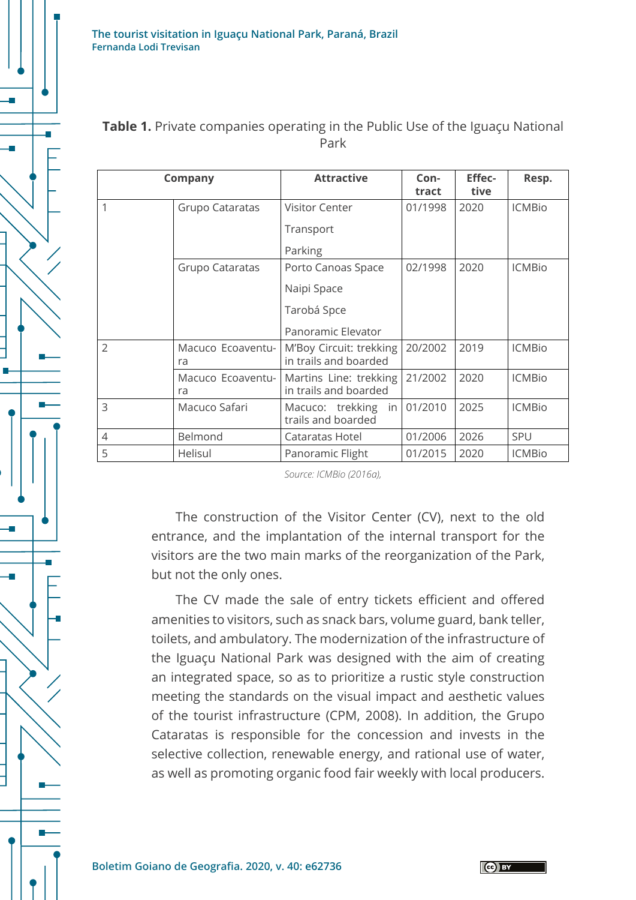**Table 1.** Private companies operating in the Public Use of the Iguaçu National Park

| Company | | Attractive | Contract | Effective | Resp. |
|---|---|---|---|---|---|
| 1 | Grupo Cataratas | Visitor Center<br>Transport<br>Parking | 01/1998 | 2020 | ICMBio |
| | Grupo Cataratas | Porto Canoas Space<br>Naipi Space<br>Tarobá Spce<br>Panoramic Elevator | 02/1998 | 2020 | ICMBio |
| 2 | Macuco Ecoaventura | M'Boy Circuit: trekking in trails and boarded | 20/2002 | 2019 | ICMBio |
| | Macuco Ecoaventura | Martins Line: trekking in trails and boarded | 21/2002 | 2020 | ICMBio |
| 3 | Macuco Safari | Macuco: trekking in trails and boarded | 01/2010 | 2025 | ICMBio |
| 4 | Belmond | Cataratas Hotel | 01/2006 | 2026 | SPU |
| 5 | Helisul | Panoramic Flight | 01/2015 | 2020 | ICMBio |

*Source: ICMBio (2016a),*

The construction of the Visitor Center (CV), next to the old entrance, and the implantation of the internal transport for the visitors are the two main marks of the reorganization of the Park, but not the only ones.

The CV made the sale of entry tickets efficient and offered amenities to visitors, such as snack bars, volume guard, bank teller, toilets, and ambulatory. The modernization of the infrastructure of the Iguaçu National Park was designed with the aim of creating an integrated space, so as to prioritize a rustic style construction meeting the standards on the visual impact and aesthetic values of the tourist infrastructure (CPM, 2008). In addition, the Grupo Cataratas is responsible for the concession and invests in the selective collection, renewable energy, and rational use of water, as well as promoting organic food fair weekly with local producers.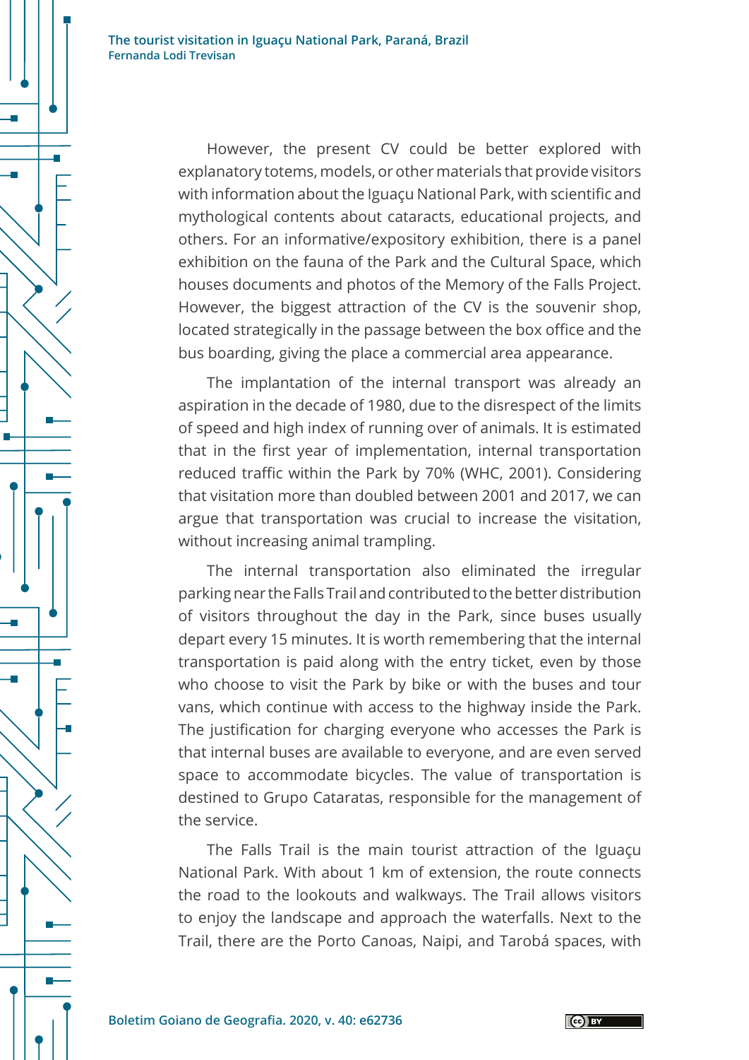However, the present CV could be better explored with explanatory totems, models, or other materials that provide visitors with information about the Iguaçu National Park, with scientific and mythological contents about cataracts, educational projects, and others. For an informative/expository exhibition, there is a panel exhibition on the fauna of the Park and the Cultural Space, which houses documents and photos of the Memory of the Falls Project. However, the biggest attraction of the CV is the souvenir shop, located strategically in the passage between the box office and the bus boarding, giving the place a commercial area appearance.

The implantation of the internal transport was already an aspiration in the decade of 1980, due to the disrespect of the limits of speed and high index of running over of animals. It is estimated that in the first year of implementation, internal transportation reduced traffic within the Park by 70% (WHC, 2001). Considering that visitation more than doubled between 2001 and 2017, we can argue that transportation was crucial to increase the visitation, without increasing animal trampling.

The internal transportation also eliminated the irregular parking near the Falls Trail and contributed to the better distribution of visitors throughout the day in the Park, since buses usually depart every 15 minutes. It is worth remembering that the internal transportation is paid along with the entry ticket, even by those who choose to visit the Park by bike or with the buses and tour vans, which continue with access to the highway inside the Park. The justification for charging everyone who accesses the Park is that internal buses are available to everyone, and are even served space to accommodate bicycles. The value of transportation is destined to Grupo Cataratas, responsible for the management of the service.

The Falls Trail is the main tourist attraction of the Iguaçu National Park. With about 1 km of extension, the route connects the road to the lookouts and walkways. The Trail allows visitors to enjoy the landscape and approach the waterfalls. Next to the Trail, there are the Porto Canoas, Naipi, and Tarobá spaces, with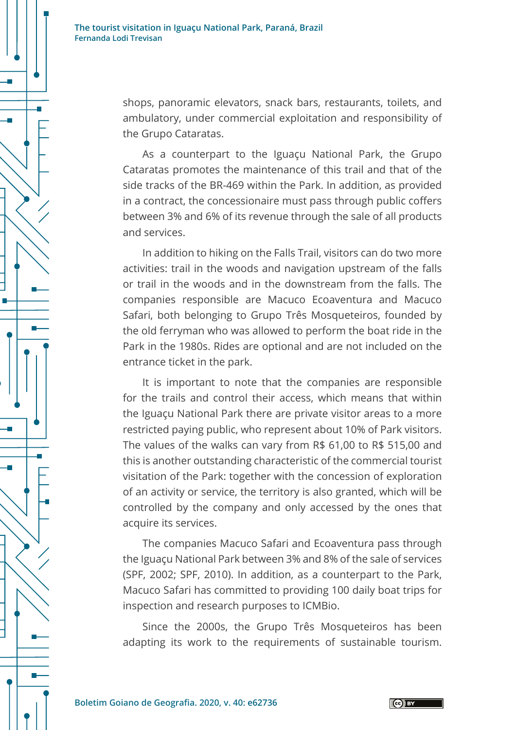shops, panoramic elevators, snack bars, restaurants, toilets, and ambulatory, under commercial exploitation and responsibility of the Grupo Cataratas.

As a counterpart to the Iguaçu National Park, the Grupo Cataratas promotes the maintenance of this trail and that of the side tracks of the BR-469 within the Park. In addition, as provided in a contract, the concessionaire must pass through public coffers between 3% and 6% of its revenue through the sale of all products and services.

In addition to hiking on the Falls Trail, visitors can do two more activities: trail in the woods and navigation upstream of the falls or trail in the woods and in the downstream from the falls. The companies responsible are Macuco Ecoaventura and Macuco Safari, both belonging to Grupo Três Mosqueteiros, founded by the old ferryman who was allowed to perform the boat ride in the Park in the 1980s. Rides are optional and are not included on the entrance ticket in the park.

It is important to note that the companies are responsible for the trails and control their access, which means that within the Iguaçu National Park there are private visitor areas to a more restricted paying public, who represent about 10% of Park visitors. The values of the walks can vary from R$ 61,00 to R$ 515,00 and this is another outstanding characteristic of the commercial tourist visitation of the Park: together with the concession of exploration of an activity or service, the territory is also granted, which will be controlled by the company and only accessed by the ones that acquire its services.

The companies Macuco Safari and Ecoaventura pass through the Iguaçu National Park between 3% and 8% of the sale of services (SPF, 2002; SPF, 2010). In addition, as a counterpart to the Park, Macuco Safari has committed to providing 100 daily boat trips for inspection and research purposes to ICMBio.

Since the 2000s, the Grupo Três Mosqueteiros has been adapting its work to the requirements of sustainable tourism.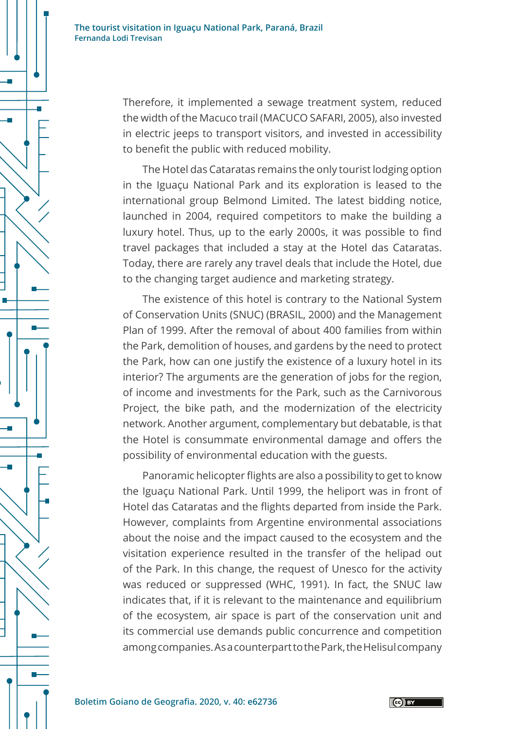Therefore, it implemented a sewage treatment system, reduced the width of the Macuco trail (MACUCO SAFARI, 2005), also invested in electric jeeps to transport visitors, and invested in accessibility to benefit the public with reduced mobility.

The Hotel das Cataratas remains the only tourist lodging option in the Iguaçu National Park and its exploration is leased to the international group Belmond Limited. The latest bidding notice, launched in 2004, required competitors to make the building a luxury hotel. Thus, up to the early 2000s, it was possible to find travel packages that included a stay at the Hotel das Cataratas. Today, there are rarely any travel deals that include the Hotel, due to the changing target audience and marketing strategy.

The existence of this hotel is contrary to the National System of Conservation Units (SNUC) (BRASIL, 2000) and the Management Plan of 1999. After the removal of about 400 families from within the Park, demolition of houses, and gardens by the need to protect the Park, how can one justify the existence of a luxury hotel in its interior? The arguments are the generation of jobs for the region, of income and investments for the Park, such as the Carnivorous Project, the bike path, and the modernization of the electricity network. Another argument, complementary but debatable, is that the Hotel is consummate environmental damage and offers the possibility of environmental education with the guests.

Panoramic helicopter flights are also a possibility to get to know the Iguaçu National Park. Until 1999, the heliport was in front of Hotel das Cataratas and the flights departed from inside the Park. However, complaints from Argentine environmental associations about the noise and the impact caused to the ecosystem and the visitation experience resulted in the transfer of the helipad out of the Park. In this change, the request of Unesco for the activity was reduced or suppressed (WHC, 1991). In fact, the SNUC law indicates that, if it is relevant to the maintenance and equilibrium of the ecosystem, air space is part of the conservation unit and its commercial use demands public concurrence and competition among companies. As a counterpart to the Park, the Helisul company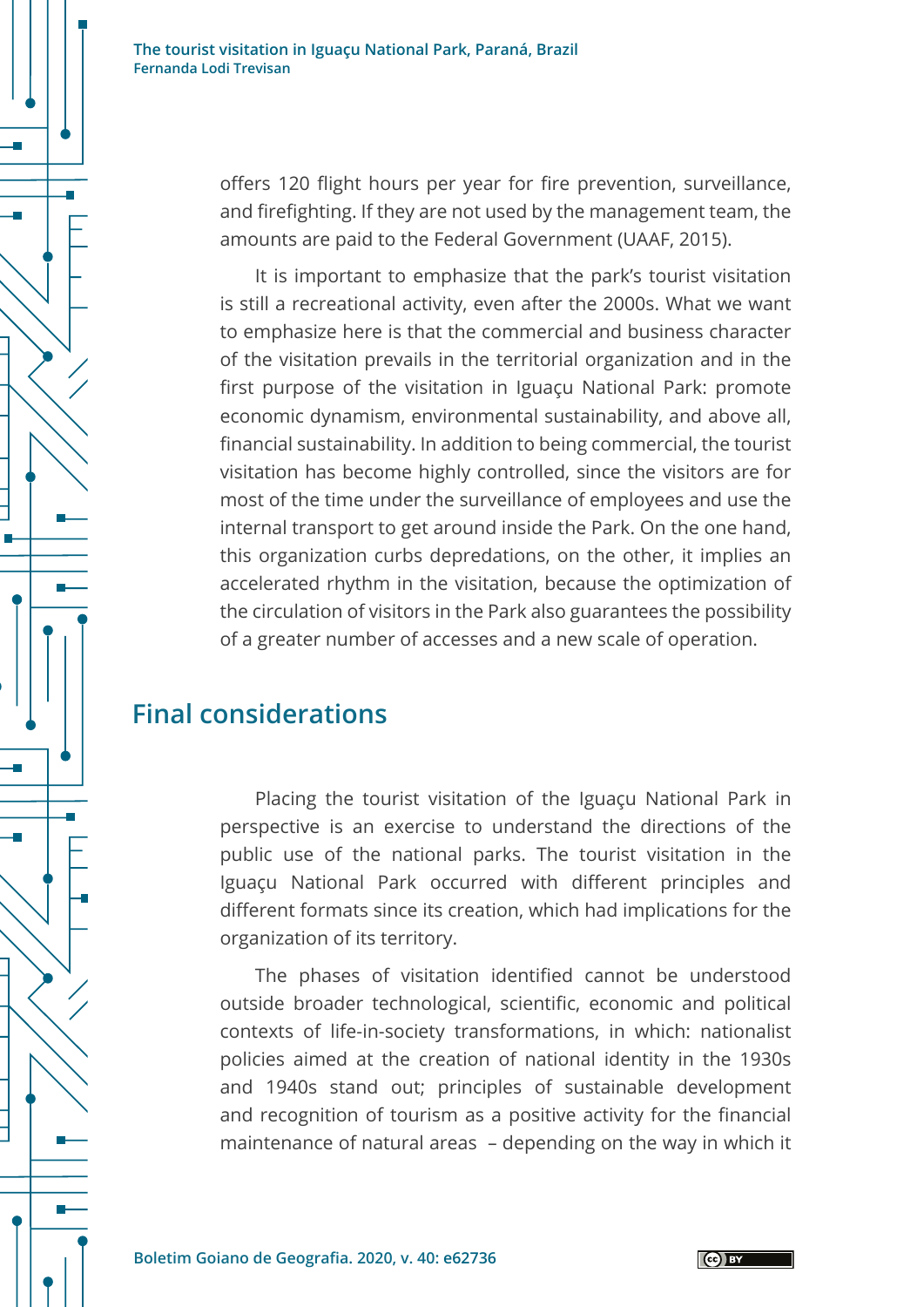offers 120 flight hours per year for fire prevention, surveillance, and firefighting. If they are not used by the management team, the amounts are paid to the Federal Government (UAAF, 2015).

It is important to emphasize that the park's tourist visitation is still a recreational activity, even after the 2000s. What we want to emphasize here is that the commercial and business character of the visitation prevails in the territorial organization and in the first purpose of the visitation in Iguaçu National Park: promote economic dynamism, environmental sustainability, and above all, financial sustainability. In addition to being commercial, the tourist visitation has become highly controlled, since the visitors are for most of the time under the surveillance of employees and use the internal transport to get around inside the Park. On the one hand, this organization curbs depredations, on the other, it implies an accelerated rhythm in the visitation, because the optimization of the circulation of visitors in the Park also guarantees the possibility of a greater number of accesses and a new scale of operation.

## Final considerations

Placing the tourist visitation of the Iguaçu National Park in perspective is an exercise to understand the directions of the public use of the national parks. The tourist visitation in the Iguaçu National Park occurred with different principles and different formats since its creation, which had implications for the organization of its territory.

The phases of visitation identified cannot be understood outside broader technological, scientific, economic and political contexts of life-in-society transformations, in which: nationalist policies aimed at the creation of national identity in the 1930s and 1940s stand out; principles of sustainable development and recognition of tourism as a positive activity for the financial maintenance of natural areas – depending on the way in which it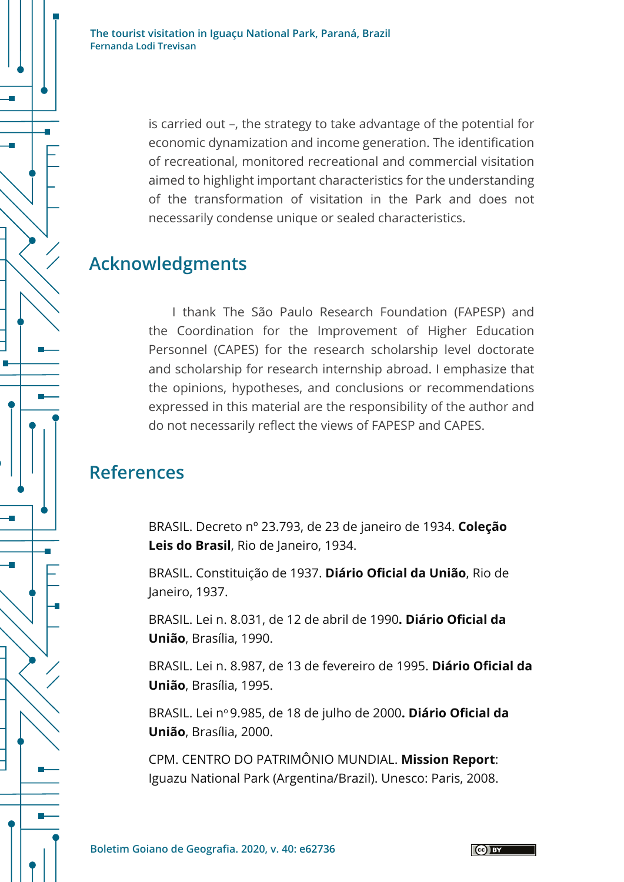is carried out –, the strategy to take advantage of the potential for economic dynamization and income generation. The identification of recreational, monitored recreational and commercial visitation aimed to highlight important characteristics for the understanding of the transformation of visitation in the Park and does not necessarily condense unique or sealed characteristics.

## Acknowledgments

I thank The São Paulo Research Foundation (FAPESP) and the Coordination for the Improvement of Higher Education Personnel (CAPES) for the research scholarship level doctorate and scholarship for research internship abroad. I emphasize that the opinions, hypotheses, and conclusions or recommendations expressed in this material are the responsibility of the author and do not necessarily reflect the views of FAPESP and CAPES.

## References

BRASIL. Decreto nº 23.793, de 23 de janeiro de 1934. **Coleção Leis do Brasil**, Rio de Janeiro, 1934.

BRASIL. Constituição de 1937. **Diário Oficial da União**, Rio de Janeiro, 1937.

BRASIL. Lei n. 8.031, de 12 de abril de 1990**. Diário Oficial da União**, Brasília, 1990.

BRASIL. Lei n. 8.987, de 13 de fevereiro de 1995. **Diário Oficial da União**, Brasília, 1995.

BRASIL. Lei nº 9.985, de 18 de julho de 2000**. Diário Oficial da União**, Brasília, 2000.

CPM. CENTRO DO PATRIMÔNIO MUNDIAL. **Mission Report**: Iguazu National Park (Argentina/Brazil). Unesco: Paris, 2008.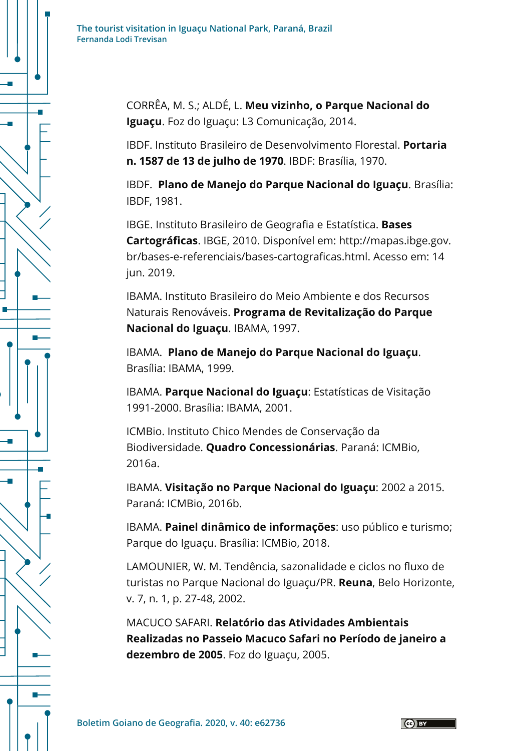CORRÊA, M. S.; ALDÉ, L. **Meu vizinho, o Parque Nacional do Iguaçu**. Foz do Iguaçu: L3 Comunicação, 2014.

IBDF. Instituto Brasileiro de Desenvolvimento Florestal. **Portaria n. 1587 de 13 de julho de 1970**. IBDF: Brasília, 1970.

IBDF. **Plano de Manejo do Parque Nacional do Iguaçu**. Brasília: IBDF, 1981.

IBGE. Instituto Brasileiro de Geografia e Estatística. **Bases Cartográficas**. IBGE, 2010. Disponível em: http://mapas.ibge.gov.br/bases-e-referenciais/bases-cartograficas.html. Acesso em: 14 jun. 2019.

IBAMA. Instituto Brasileiro do Meio Ambiente e dos Recursos Naturais Renováveis. **Programa de Revitalização do Parque Nacional do Iguaçu**. IBAMA, 1997.

IBAMA. **Plano de Manejo do Parque Nacional do Iguaçu**. Brasília: IBAMA, 1999.

IBAMA. **Parque Nacional do Iguaçu**: Estatísticas de Visitação 1991-2000. Brasília: IBAMA, 2001.

ICMBio. Instituto Chico Mendes de Conservação da Biodiversidade. **Quadro Concessionárias**. Paraná: ICMBio, 2016a.

IBAMA. **Visitação no Parque Nacional do Iguaçu**: 2002 a 2015. Paraná: ICMBio, 2016b.

IBAMA. **Painel dinâmico de informações**: uso público e turismo; Parque do Iguaçu. Brasília: ICMBio, 2018.

LAMOUNIER, W. M. Tendência, sazonalidade e ciclos no fluxo de turistas no Parque Nacional do Iguaçu/PR. **Reuna**, Belo Horizonte, v. 7, n. 1, p. 27-48, 2002.

MACUCO SAFARI. **Relatório das Atividades Ambientais Realizadas no Passeio Macuco Safari no Período de janeiro a dezembro de 2005**. Foz do Iguaçu, 2005.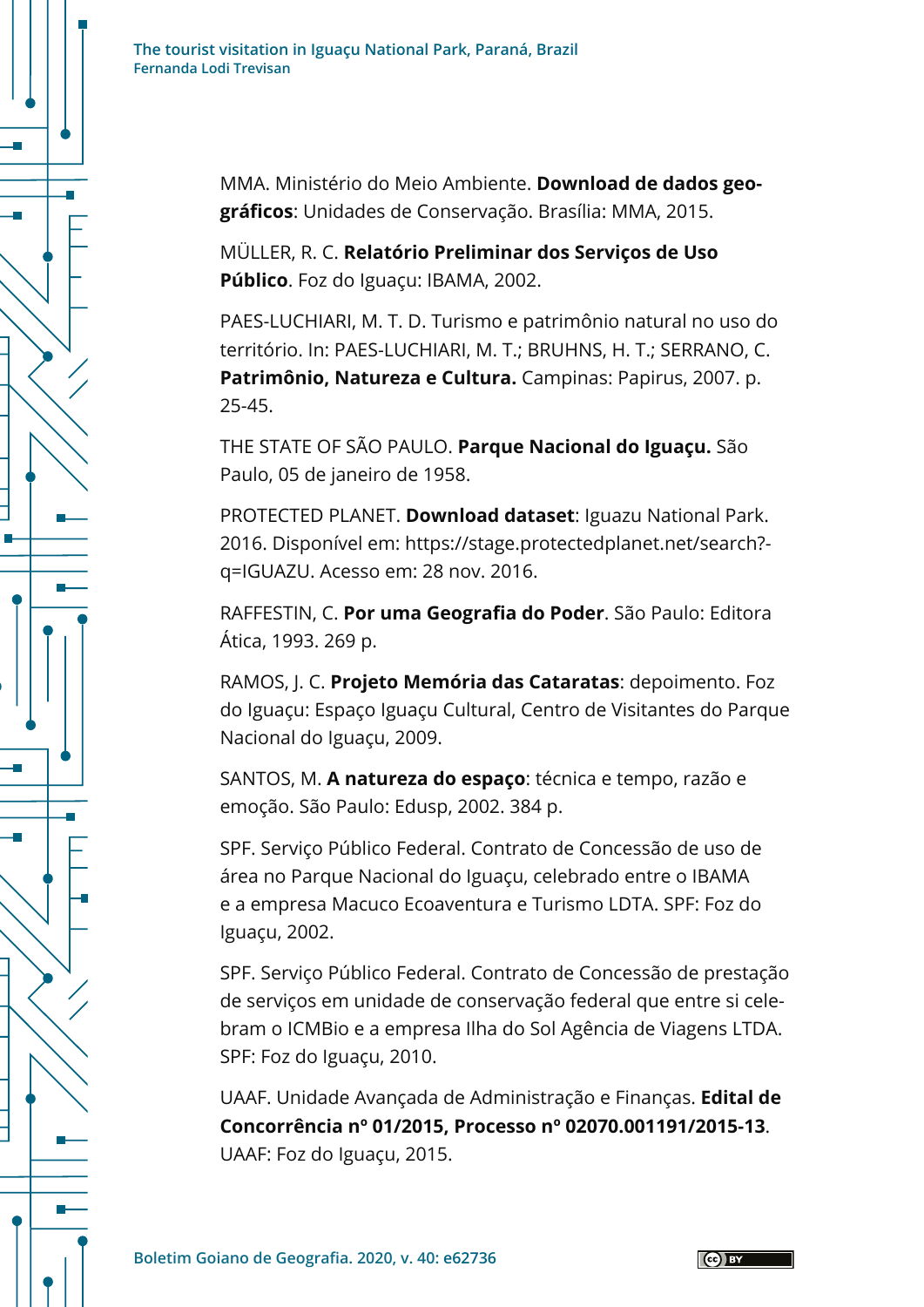MMA. Ministério do Meio Ambiente. **Download de dados geográficos**: Unidades de Conservação. Brasília: MMA, 2015.

MÜLLER, R. C. **Relatório Preliminar dos Serviços de Uso Público**. Foz do Iguaçu: IBAMA, 2002.

PAES-LUCHIARI, M. T. D. Turismo e patrimônio natural no uso do território. In: PAES-LUCHIARI, M. T.; BRUHNS, H. T.; SERRANO, C. **Patrimônio, Natureza e Cultura.** Campinas: Papirus, 2007. p. 25-45.

THE STATE OF SÃO PAULO. **Parque Nacional do Iguaçu.** São Paulo, 05 de janeiro de 1958.

PROTECTED PLANET. **Download dataset**: Iguazu National Park. 2016. Disponível em: https://stage.protectedplanet.net/search?q=IGUAZU. Acesso em: 28 nov. 2016.

RAFFESTIN, C. **Por uma Geografia do Poder**. São Paulo: Editora Ática, 1993. 269 p.

RAMOS, J. C. **Projeto Memória das Cataratas**: depoimento. Foz do Iguaçu: Espaço Iguaçu Cultural, Centro de Visitantes do Parque Nacional do Iguaçu, 2009.

SANTOS, M. **A natureza do espaço**: técnica e tempo, razão e emoção. São Paulo: Edusp, 2002. 384 p.

SPF. Serviço Público Federal. Contrato de Concessão de uso de área no Parque Nacional do Iguaçu, celebrado entre o IBAMA e a empresa Macuco Ecoaventura e Turismo LDTA. SPF: Foz do Iguaçu, 2002.

SPF. Serviço Público Federal. Contrato de Concessão de prestação de serviços em unidade de conservação federal que entre si celebram o ICMBio e a empresa Ilha do Sol Agência de Viagens LTDA. SPF: Foz do Iguaçu, 2010.

UAAF. Unidade Avançada de Administração e Finanças. **Edital de Concorrência nº 01/2015, Processo nº 02070.001191/2015-13**. UAAF: Foz do Iguaçu, 2015.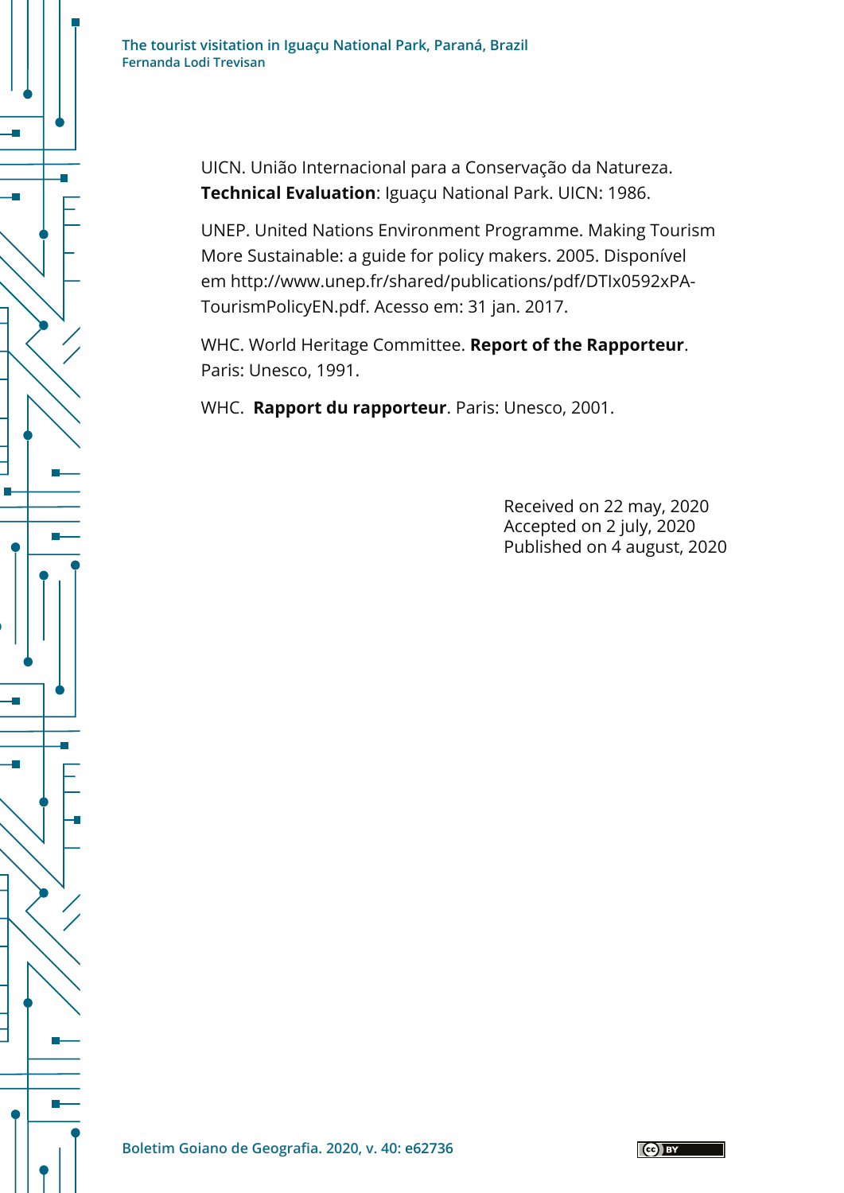UICN. União Internacional para a Conservação da Natureza. **Technical Evaluation**: Iguaçu National Park. UICN: 1986.

UNEP. United Nations Environment Programme. Making Tourism More Sustainable: a guide for policy makers. 2005. Disponível em http://www.unep.fr/shared/publications/pdf/DTIx0592xPA-TourismPolicyEN.pdf. Acesso em: 31 jan. 2017.

WHC. World Heritage Committee. **Report of the Rapporteur**. Paris: Unesco, 1991.

WHC. **Rapport du rapporteur**. Paris: Unesco, 2001.

Received on 22 may, 2020
Accepted on 2 july, 2020
Published on 4 august, 2020